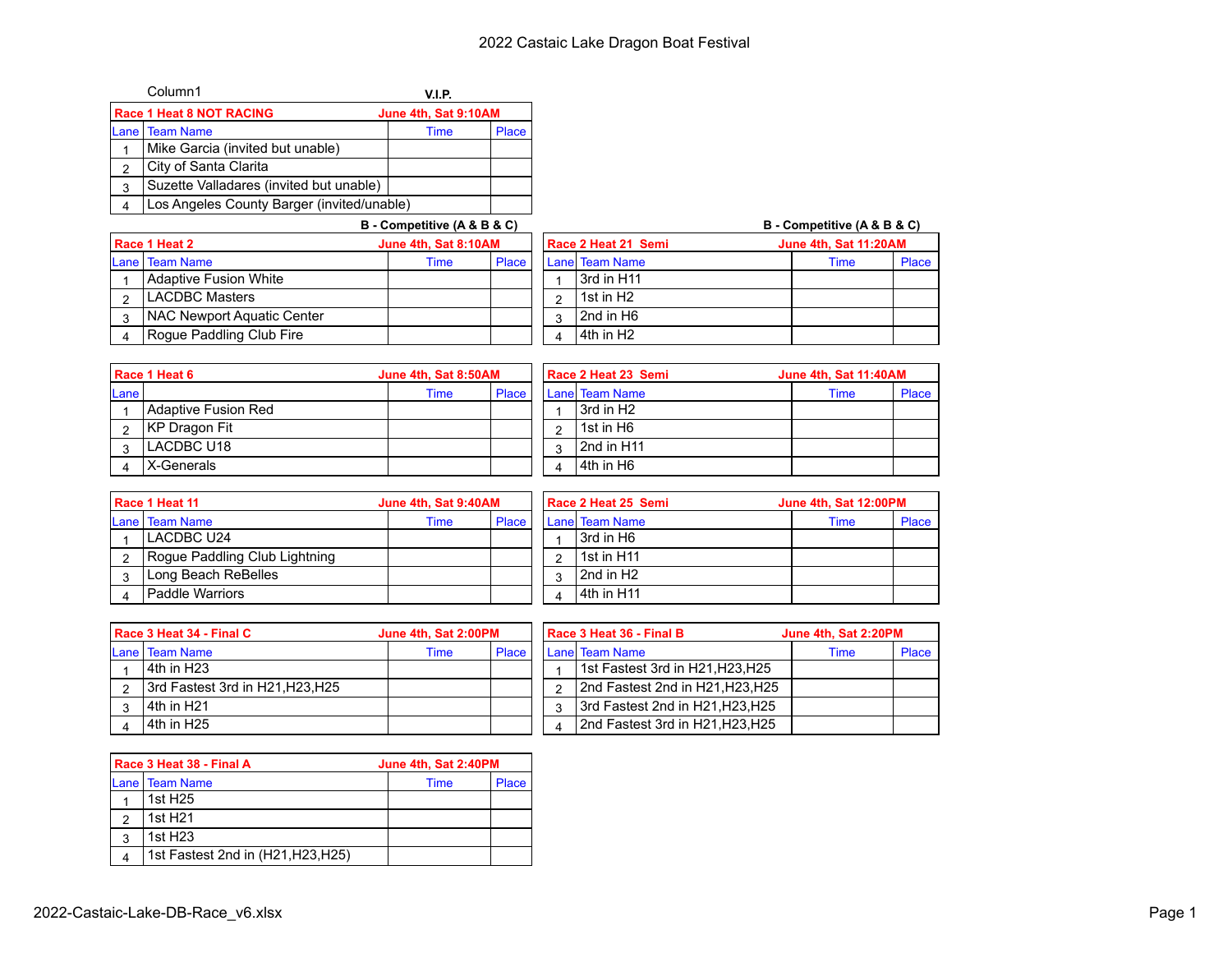# 2022 Castaic Lake Dragon Boat Festival

Column1 **V.I.P.**

| **Race 1 Heat 8 NOT RACING** | | **June 4th, Sat 9:10AM** | |
|---|---|---|---|
| Lane | Team Name | Time | Place |
| 1 | Mike Garcia (invited but unable) | | |
| 2 | City of Santa Clarita | | |
| 3 | Suzette Valladares (invited but unable) | | |
| 4 | Los Angeles County Barger (invited/unable) | | |

**B - Competitive (A & B & C)**

| **Race 1 Heat 2** | | **June 4th, Sat 8:10AM** | |
|---|---|---|---|
| Lane | Team Name | Time | Place |
| 1 | Adaptive Fusion White | | |
| 2 | LACDBC Masters | | |
| 3 | NAC Newport Aquatic Center | | |
| 4 | Rogue Paddling Club Fire | | |

| **Race 1 Heat 6** | | **June 4th, Sat 8:50AM** | |
|---|---|---|---|
| Lane | | Time | Place |
| 1 | Adaptive Fusion Red | | |
| 2 | KP Dragon Fit | | |
| 3 | LACDBC U18 | | |
| 4 | X-Generals | | |

| **Race 1 Heat 11** | | **June 4th, Sat 9:40AM** | |
|---|---|---|---|
| Lane | Team Name | Time | Place |
| 1 | LACDBC U24 | | |
| 2 | Rogue Paddling Club Lightning | | |
| 3 | Long Beach ReBelles | | |
| 4 | Paddle Warriors | | |

**B - Competitive (A & B & C)**

| **Race 2 Heat 21 Semi** | | **June 4th, Sat 11:20AM** | |
|---|---|---|---|
| Lane | Team Name | Time | Place |
| 1 | 3rd in H11 | | |
| 2 | 1st in H2 | | |
| 3 | 2nd in H6 | | |
| 4 | 4th in H2 | | |

| **Race 2 Heat 23 Semi** | | **June 4th, Sat 11:40AM** | |
|---|---|---|---|
| Lane | Team Name | Time | Place |
| 1 | 3rd in H2 | | |
| 2 | 1st in H6 | | |
| 3 | 2nd in H11 | | |
| 4 | 4th in H6 | | |

| **Race 2 Heat 25 Semi** | | **June 4th, Sat 12:00PM** | |
|---|---|---|---|
| Lane | Team Name | Time | Place |
| 1 | 3rd in H6 | | |
| 2 | 1st in H11 | | |
| 3 | 2nd in H2 | | |
| 4 | 4th in H11 | | |

| **Race 3 Heat 34 - Final C** | | **June 4th, Sat 2:00PM** | |
|---|---|---|---|
| Lane | Team Name | Time | Place |
| 1 | 4th in H23 | | |
| 2 | 3rd Fastest 3rd in H21,H23,H25 | | |
| 3 | 4th in H21 | | |
| 4 | 4th in H25 | | |

| **Race 3 Heat 36 - Final B** | | **June 4th, Sat 2:20PM** | |
|---|---|---|---|
| Lane | Team Name | Time | Place |
| 1 | 1st Fastest 3rd in H21,H23,H25 | | |
| 2 | 2nd Fastest 2nd in H21,H23,H25 | | |
| 3 | 3rd Fastest 2nd in H21,H23,H25 | | |
| 4 | 2nd Fastest 3rd in H21,H23,H25 | | |

| **Race 3 Heat 38 - Final A** | | **June 4th, Sat 2:40PM** | |
|---|---|---|---|
| Lane | Team Name | Time | Place |
| 1 | 1st H25 | | |
| 2 | 1st H21 | | |
| 3 | 1st H23 | | |
| 4 | 1st Fastest 2nd in (H21,H23,H25) | | |

2022-Castaic-Lake-DB-Race_v6.xlsx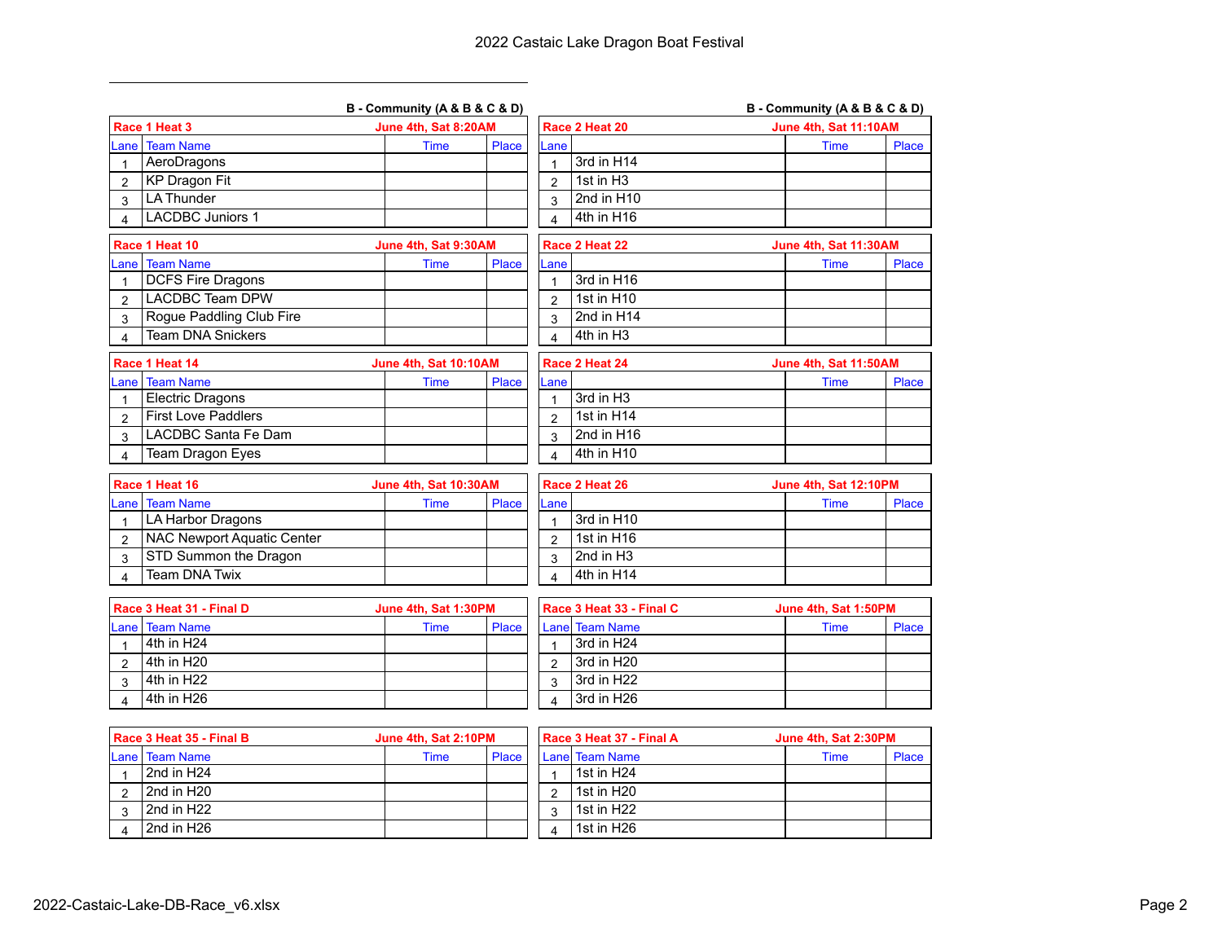# 2022 Castaic Lake Dragon Boat Festival

## B - Community (A & B & C & D)

| Race 1 Heat 3 | | June 4th, Sat 8:20AM | |
|---|---|---|---|
| Lane | Team Name | Time | Place |
| 1 | AeroDragons | | |
| 2 | KP Dragon Fit | | |
| 3 | LA Thunder | | |
| 4 | LACDBC Juniors 1 | | |

| Race 1 Heat 10 | | June 4th, Sat 9:30AM | |
|---|---|---|---|
| Lane | Team Name | Time | Place |
| 1 | DCFS Fire Dragons | | |
| 2 | LACDBC Team DPW | | |
| 3 | Rogue Paddling Club Fire | | |
| 4 | Team DNA Snickers | | |

| Race 1 Heat 14 | | June 4th, Sat 10:10AM | |
|---|---|---|---|
| Lane | Team Name | Time | Place |
| 1 | Electric Dragons | | |
| 2 | First Love Paddlers | | |
| 3 | LACDBC Santa Fe Dam | | |
| 4 | Team Dragon Eyes | | |

| Race 1 Heat 16 | | June 4th, Sat 10:30AM | |
|---|---|---|---|
| Lane | Team Name | Time | Place |
| 1 | LA Harbor Dragons | | |
| 2 | NAC Newport Aquatic Center | | |
| 3 | STD Summon the Dragon | | |
| 4 | Team DNA Twix | | |

| Race 3 Heat 31 - Final D | | June 4th, Sat 1:30PM | |
|---|---|---|---|
| Lane | Team Name | Time | Place |
| 1 | 4th in H24 | | |
| 2 | 4th in H20 | | |
| 3 | 4th in H22 | | |
| 4 | 4th in H26 | | |

| Race 3 Heat 35 - Final B | | June 4th, Sat 2:10PM | |
|---|---|---|---|
| Lane | Team Name | Time | Place |
| 1 | 2nd in H24 | | |
| 2 | 2nd in H20 | | |
| 3 | 2nd in H22 | | |
| 4 | 2nd in H26 | | |

## B - Community (A & B & C & D)

| Race 2 Heat 20 | | June 4th, Sat 11:10AM | |
|---|---|---|---|
| Lane | | Time | Place |
| 1 | 3rd in H14 | | |
| 2 | 1st in H3 | | |
| 3 | 2nd in H10 | | |
| 4 | 4th in H16 | | |

| Race 2 Heat 22 | | June 4th, Sat 11:30AM | |
|---|---|---|---|
| Lane | | Time | Place |
| 1 | 3rd in H16 | | |
| 2 | 1st in H10 | | |
| 3 | 2nd in H14 | | |
| 4 | 4th in H3 | | |

| Race 2 Heat 24 | | June 4th, Sat 11:50AM | |
|---|---|---|---|
| Lane | | Time | Place |
| 1 | 3rd in H3 | | |
| 2 | 1st in H14 | | |
| 3 | 2nd in H16 | | |
| 4 | 4th in H10 | | |

| Race 2 Heat 26 | | June 4th, Sat 12:10PM | |
|---|---|---|---|
| Lane | | Time | Place |
| 1 | 3rd in H10 | | |
| 2 | 1st in H16 | | |
| 3 | 2nd in H3 | | |
| 4 | 4th in H14 | | |

| Race 3 Heat 33 - Final C | | June 4th, Sat 1:50PM | |
|---|---|---|---|
| Lane | Team Name | Time | Place |
| 1 | 3rd in H24 | | |
| 2 | 3rd in H20 | | |
| 3 | 3rd in H22 | | |
| 4 | 3rd in H26 | | |

| Race 3 Heat 37 - Final A | | June 4th, Sat 2:30PM | |
|---|---|---|---|
| Lane | Team Name | Time | Place |
| 1 | 1st in H24 | | |
| 2 | 1st in H20 | | |
| 3 | 1st in H22 | | |
| 4 | 1st in H26 | | |

2022-Castaic-Lake-DB-Race_v6.xlsx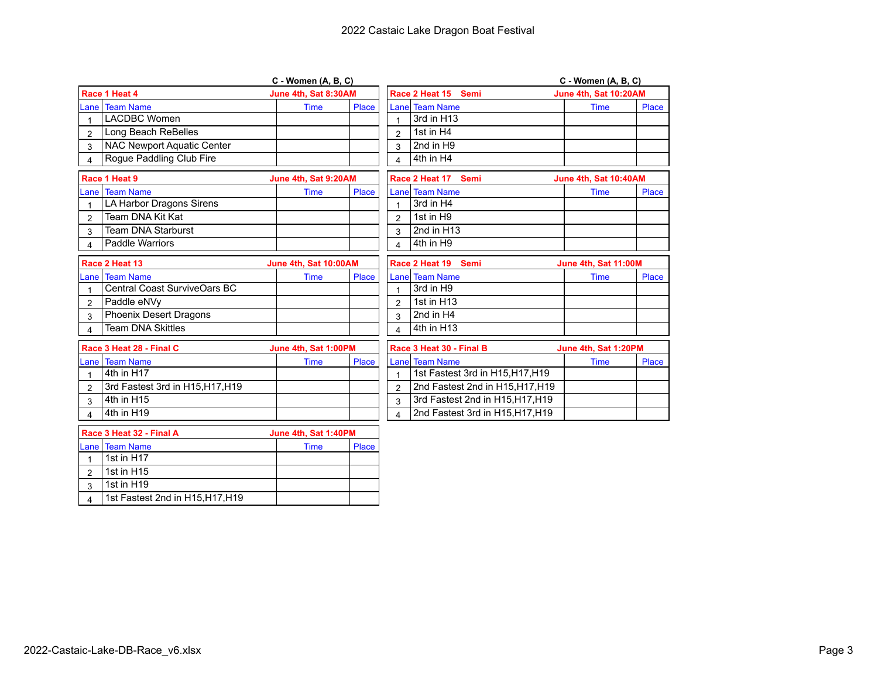# 2022 Castaic Lake Dragon Boat Festival

## C - Women (A, B, C)

**Race 1 Heat 4** — June 4th, Sat 8:30AM

| Lane | Team Name | Time | Place |
|---|---|---|---|
| 1 | LACDBC Women | | |
| 2 | Long Beach ReBelles | | |
| 3 | NAC Newport Aquatic Center | | |
| 4 | Rogue Paddling Club Fire | | |

**Race 1 Heat 9** — June 4th, Sat 9:20AM

| Lane | Team Name | Time | Place |
|---|---|---|---|
| 1 | LA Harbor Dragons Sirens | | |
| 2 | Team DNA Kit Kat | | |
| 3 | Team DNA Starburst | | |
| 4 | Paddle Warriors | | |

**Race 2 Heat 13** — June 4th, Sat 10:00AM

| Lane | Team Name | Time | Place |
|---|---|---|---|
| 1 | Central Coast SurviveOars BC | | |
| 2 | Paddle eNVy | | |
| 3 | Phoenix Desert Dragons | | |
| 4 | Team DNA Skittles | | |

**Race 3 Heat 28 - Final C** — June 4th, Sat 1:00PM

| Lane | Team Name | Time | Place |
|---|---|---|---|
| 1 | 4th in H17 | | |
| 2 | 3rd Fastest 3rd in H15,H17,H19 | | |
| 3 | 4th in H15 | | |
| 4 | 4th in H19 | | |

**Race 3 Heat 32 - Final A** — June 4th, Sat 1:40PM

| Lane | Team Name | Time | Place |
|---|---|---|---|
| 1 | 1st in H17 | | |
| 2 | 1st in H15 | | |
| 3 | 1st in H19 | | |
| 4 | 1st Fastest 2nd in H15,H17,H19 | | |

## C - Women (A, B, C)

**Race 2 Heat 15 Semi** — June 4th, Sat 10:20AM

| Lane | Team Name | Time | Place |
|---|---|---|---|
| 1 | 3rd in H13 | | |
| 2 | 1st in H4 | | |
| 3 | 2nd in H9 | | |
| 4 | 4th in H4 | | |

**Race 2 Heat 17 Semi** — June 4th, Sat 10:40AM

| Lane | Team Name | Time | Place |
|---|---|---|---|
| 1 | 3rd in H4 | | |
| 2 | 1st in H9 | | |
| 3 | 2nd in H13 | | |
| 4 | 4th in H9 | | |

**Race 2 Heat 19 Semi** — June 4th, Sat 11:00M

| Lane | Team Name | Time | Place |
|---|---|---|---|
| 1 | 3rd in H9 | | |
| 2 | 1st in H13 | | |
| 3 | 2nd in H4 | | |
| 4 | 4th in H13 | | |

**Race 3 Heat 30 - Final B** — June 4th, Sat 1:20PM

| Lane | Team Name | Time | Place |
|---|---|---|---|
| 1 | 1st Fastest 3rd in H15,H17,H19 | | |
| 2 | 2nd Fastest 2nd in H15,H17,H19 | | |
| 3 | 3rd Fastest 2nd in H15,H17,H19 | | |
| 4 | 2nd Fastest 3rd in H15,H17,H19 | | |

2022-Castaic-Lake-DB-Race_v6.xlsx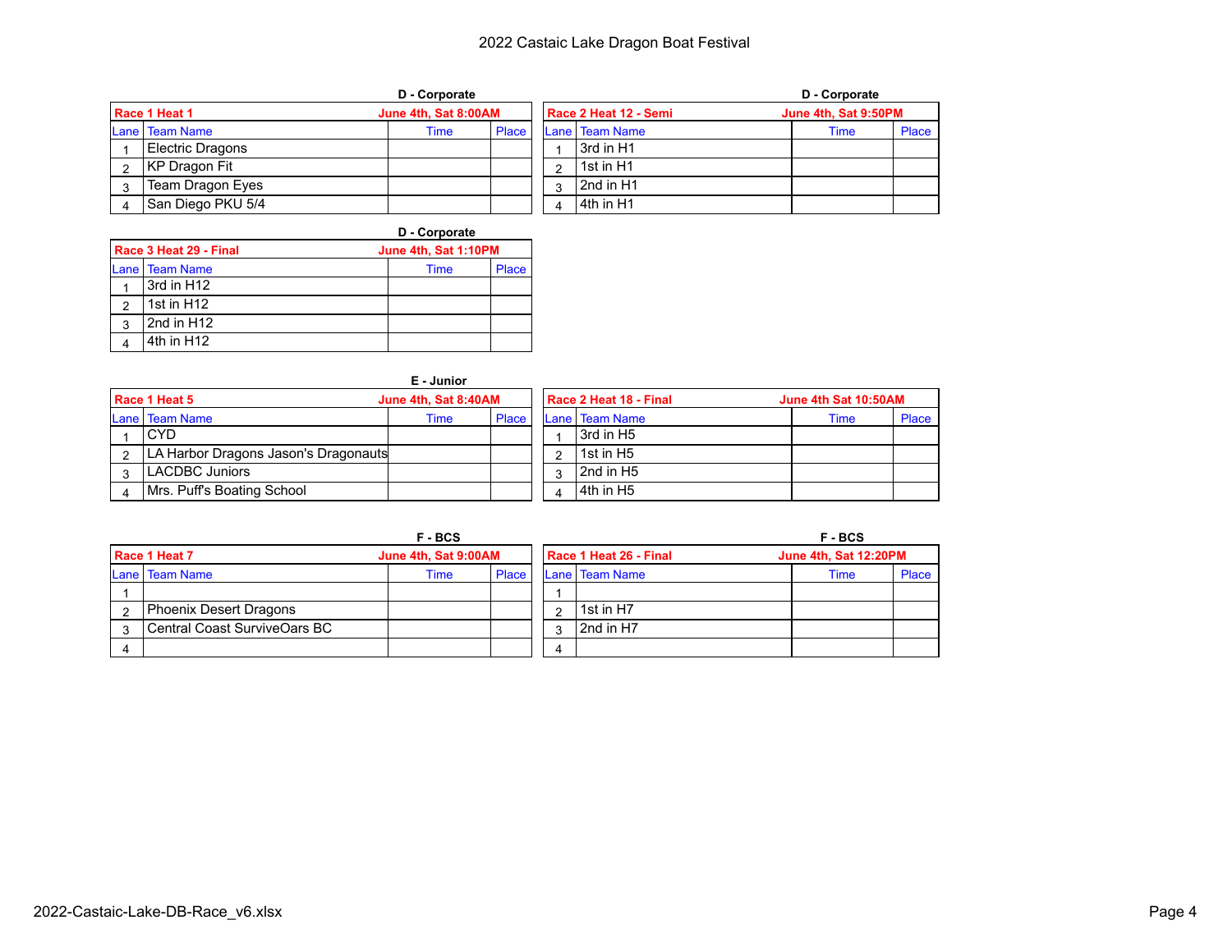# 2022 Castaic Lake Dragon Boat Festival

### D - Corporate

| Race 1 Heat 1 | | June 4th, Sat 8:00AM | |
|---|---|---|---|
| Lane | Team Name | Time | Place |
| 1 | Electric Dragons | | |
| 2 | KP Dragon Fit | | |
| 3 | Team Dragon Eyes | | |
| 4 | San Diego PKU 5/4 | | |

### D - Corporate

| Race 2 Heat 12 - Semi | | June 4th, Sat 9:50PM | |
|---|---|---|---|
| Lane | Team Name | Time | Place |
| 1 | 3rd in H1 | | |
| 2 | 1st in H1 | | |
| 3 | 2nd in H1 | | |
| 4 | 4th in H1 | | |

### D - Corporate

| Race 3 Heat 29 - Final | | June 4th, Sat 1:10PM | |
|---|---|---|---|
| Lane | Team Name | Time | Place |
| 1 | 3rd in H12 | | |
| 2 | 1st in H12 | | |
| 3 | 2nd in H12 | | |
| 4 | 4th in H12 | | |

### E - Junior

| Race 1 Heat 5 | | June 4th, Sat 8:40AM | |
|---|---|---|---|
| Lane | Team Name | Time | Place |
| 1 | CYD | | |
| 2 | LA Harbor Dragons Jason's Dragonauts | | |
| 3 | LACDBC Juniors | | |
| 4 | Mrs. Puff's Boating School | | |

| Race 2 Heat 18 - Final | | June 4th Sat 10:50AM | |
|---|---|---|---|
| Lane | Team Name | Time | Place |
| 1 | 3rd in H5 | | |
| 2 | 1st in H5 | | |
| 3 | 2nd in H5 | | |
| 4 | 4th in H5 | | |

### F - BCS

| Race 1 Heat 7 | | June 4th, Sat 9:00AM | |
|---|---|---|---|
| Lane | Team Name | Time | Place |
| 1 | | | |
| 2 | Phoenix Desert Dragons | | |
| 3 | Central Coast SurviveOars BC | | |
| 4 | | | |

### F - BCS

| Race 1 Heat 26 - Final | | June 4th, Sat 12:20PM | |
|---|---|---|---|
| Lane | Team Name | Time | Place |
| 1 | | | |
| 2 | 1st in H7 | | |
| 3 | 2nd in H7 | | |
| 4 | | | |

2022-Castaic-Lake-DB-Race_v6.xlsx